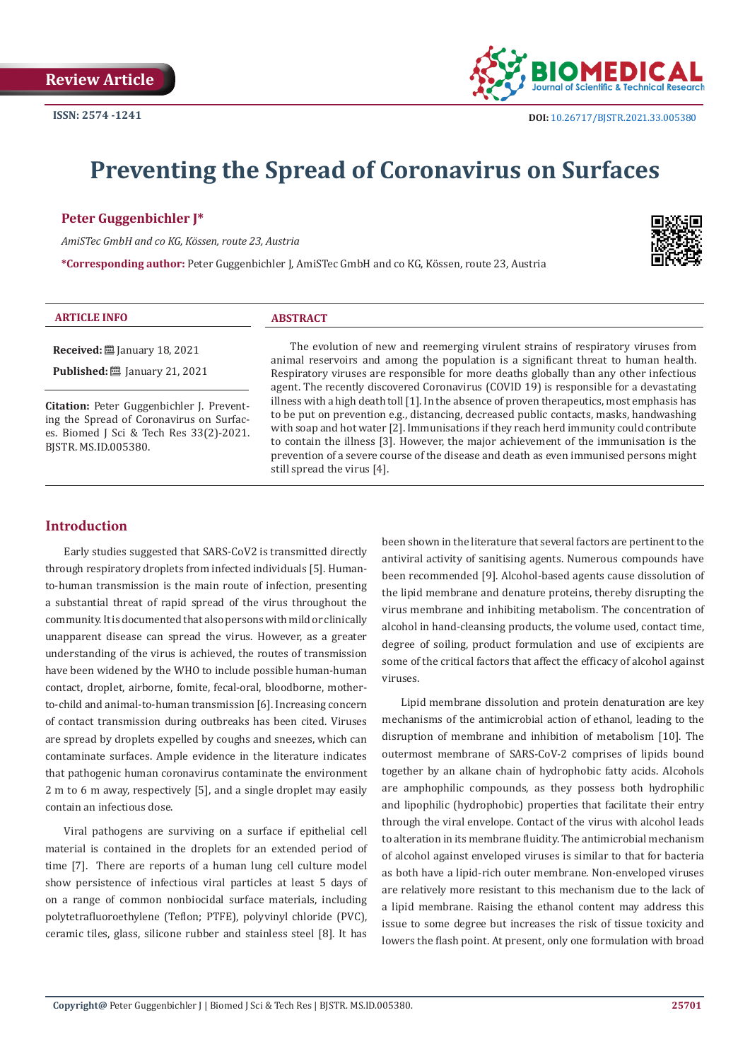Review Article

ISSN: 2574 -1241

DOI: 10.26717/BJSTR.2021.33.005380

# Preventing the Spread of Coronavirus on Surfaces

**Peter Guggenbichler J***

*AmiSTec GmbH and co KG, Kössen, route 23, Austria*

***Corresponding author:** Peter Guggenbichler J, AmiSTec GmbH and co KG, Kössen, route 23, Austria

**ARTICLE INFO**

**Received:** January 18, 2021

**Published:** January 21, 2021

**Citation:** Peter Guggenbichler J. Preventing the Spread of Coronavirus on Surfaces. Biomed J Sci & Tech Res 33(2)-2021. BJSTR. MS.ID.005380.

**ABSTRACT**

The evolution of new and reemerging virulent strains of respiratory viruses from animal reservoirs and among the population is a significant threat to human health. Respiratory viruses are responsible for more deaths globally than any other infectious agent. The recently discovered Coronavirus (COVID 19) is responsible for a devastating illness with a high death toll [1]. In the absence of proven therapeutics, most emphasis has to be put on prevention e.g., distancing, decreased public contacts, masks, handwashing with soap and hot water [2]. Immunisations if they reach herd immunity could contribute to contain the illness [3]. However, the major achievement of the immunisation is the prevention of a severe course of the disease and death as even immunised persons might still spread the virus [4].

## Introduction

Early studies suggested that SARS-CoV2 is transmitted directly through respiratory droplets from infected individuals [5]. Human-to-human transmission is the main route of infection, presenting a substantial threat of rapid spread of the virus throughout the community. It is documented that also persons with mild or clinically unapparent disease can spread the virus. However, as a greater understanding of the virus is achieved, the routes of transmission have been widened by the WHO to include possible human-human contact, droplet, airborne, fomite, fecal-oral, bloodborne, mother-to-child and animal-to-human transmission [6]. Increasing concern of contact transmission during outbreaks has been cited. Viruses are spread by droplets expelled by coughs and sneezes, which can contaminate surfaces. Ample evidence in the literature indicates that pathogenic human coronavirus contaminate the environment 2 m to 6 m away, respectively [5], and a single droplet may easily contain an infectious dose.

Viral pathogens are surviving on a surface if epithelial cell material is contained in the droplets for an extended period of time [7]. There are reports of a human lung cell culture model show persistence of infectious viral particles at least 5 days of on a range of common nonbiocidal surface materials, including polytetrafluoroethylene (Teflon; PTFE), polyvinyl chloride (PVC), ceramic tiles, glass, silicone rubber and stainless steel [8]. It has been shown in the literature that several factors are pertinent to the antiviral activity of sanitising agents. Numerous compounds have been recommended [9]. Alcohol-based agents cause dissolution of the lipid membrane and denature proteins, thereby disrupting the virus membrane and inhibiting metabolism. The concentration of alcohol in hand-cleansing products, the volume used, contact time, degree of soiling, product formulation and use of excipients are some of the critical factors that affect the efficacy of alcohol against viruses.

Lipid membrane dissolution and protein denaturation are key mechanisms of the antimicrobial action of ethanol, leading to the disruption of membrane and inhibition of metabolism [10]. The outermost membrane of SARS-CoV-2 comprises of lipids bound together by an alkane chain of hydrophobic fatty acids. Alcohols are amphophilic compounds, as they possess both hydrophilic and lipophilic (hydrophobic) properties that facilitate their entry through the viral envelope. Contact of the virus with alcohol leads to alteration in its membrane fluidity. The antimicrobial mechanism of alcohol against enveloped viruses is similar to that for bacteria as both have a lipid-rich outer membrane. Non-enveloped viruses are relatively more resistant to this mechanism due to the lack of a lipid membrane. Raising the ethanol content may address this issue to some degree but increases the risk of tissue toxicity and lowers the flash point. At present, only one formulation with broad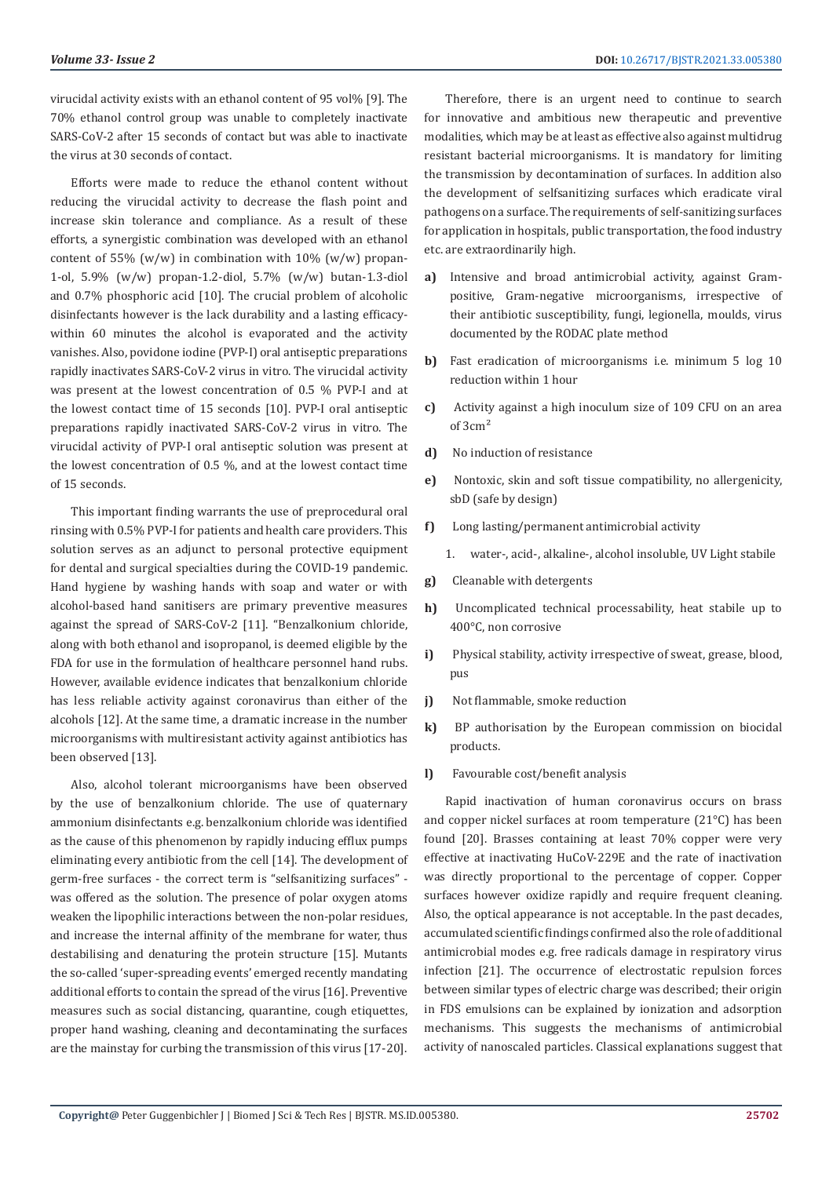virucidal activity exists with an ethanol content of 95 vol% [9]. The 70% ethanol control group was unable to completely inactivate SARS-CoV-2 after 15 seconds of contact but was able to inactivate the virus at 30 seconds of contact.

Efforts were made to reduce the ethanol content without reducing the virucidal activity to decrease the flash point and increase skin tolerance and compliance. As a result of these efforts, a synergistic combination was developed with an ethanol content of 55% (w/w) in combination with 10% (w/w) propan-1-ol, 5.9% (w/w) propan-1.2-diol, 5.7% (w/w) butan-1.3-diol and 0.7% phosphoric acid [10]. The crucial problem of alcoholic disinfectants however is the lack durability and a lasting efficacy- within 60 minutes the alcohol is evaporated and the activity vanishes. Also, povidone iodine (PVP-I) oral antiseptic preparations rapidly inactivates SARS-CoV-2 virus in vitro. The virucidal activity was present at the lowest concentration of 0.5 % PVP-I and at the lowest contact time of 15 seconds [10]. PVP-I oral antiseptic preparations rapidly inactivated SARS-CoV-2 virus in vitro. The virucidal activity of PVP-I oral antiseptic solution was present at the lowest concentration of 0.5 %, and at the lowest contact time of 15 seconds.

This important finding warrants the use of preprocedural oral rinsing with 0.5% PVP-I for patients and health care providers. This solution serves as an adjunct to personal protective equipment for dental and surgical specialties during the COVID-19 pandemic. Hand hygiene by washing hands with soap and water or with alcohol-based hand sanitisers are primary preventive measures against the spread of SARS-CoV-2 [11]. "Benzalkonium chloride, along with both ethanol and isopropanol, is deemed eligible by the FDA for use in the formulation of healthcare personnel hand rubs. However, available evidence indicates that benzalkonium chloride has less reliable activity against coronavirus than either of the alcohols [12]. At the same time, a dramatic increase in the number microorganisms with multiresistant activity against antibiotics has been observed [13].

Also, alcohol tolerant microorganisms have been observed by the use of benzalkonium chloride. The use of quaternary ammonium disinfectants e.g. benzalkonium chloride was identified as the cause of this phenomenon by rapidly inducing efflux pumps eliminating every antibiotic from the cell [14]. The development of germ-free surfaces - the correct term is "selfsanitizing surfaces" - was offered as the solution. The presence of polar oxygen atoms weaken the lipophilic interactions between the non-polar residues, and increase the internal affinity of the membrane for water, thus destabilising and denaturing the protein structure [15]. Mutants the so-called 'super-spreading events' emerged recently mandating additional efforts to contain the spread of the virus [16]. Preventive measures such as social distancing, quarantine, cough etiquettes, proper hand washing, cleaning and decontaminating the surfaces are the mainstay for curbing the transmission of this virus [17-20].

Therefore, there is an urgent need to continue to search for innovative and ambitious new therapeutic and preventive modalities, which may be at least as effective also against multidrug resistant bacterial microorganisms. It is mandatory for limiting the transmission by decontamination of surfaces. In addition also the development of selfsanitizing surfaces which eradicate viral pathogens on a surface. The requirements of self-sanitizing surfaces for application in hospitals, public transportation, the food industry etc. are extraordinarily high.

a) Intensive and broad antimicrobial activity, against Gram-positive, Gram-negative microorganisms, irrespective of their antibiotic susceptibility, fungi, legionella, moulds, virus documented by the RODAC plate method

b) Fast eradication of microorganisms i.e. minimum 5 log 10 reduction within 1 hour

c) Activity against a high inoculum size of 109 CFU on an area of 3cm²

d) No induction of resistance

e) Nontoxic, skin and soft tissue compatibility, no allergenicity, sbD (safe by design)

f) Long lasting/permanent antimicrobial activity

   1. water-, acid-, alkaline-, alcohol insoluble, UV Light stabile

g) Cleanable with detergents

h) Uncomplicated technical processability, heat stabile up to 400°C, non corrosive

i) Physical stability, activity irrespective of sweat, grease, blood, pus

j) Not flammable, smoke reduction

k) BP authorisation by the European commission on biocidal products.

l) Favourable cost/benefit analysis

Rapid inactivation of human coronavirus occurs on brass and copper nickel surfaces at room temperature (21°C) has been found [20]. Brasses containing at least 70% copper were very effective at inactivating HuCoV-229E and the rate of inactivation was directly proportional to the percentage of copper. Copper surfaces however oxidize rapidly and require frequent cleaning. Also, the optical appearance is not acceptable. In the past decades, accumulated scientific findings confirmed also the role of additional antimicrobial modes e.g. free radicals damage in respiratory virus infection [21]. The occurrence of electrostatic repulsion forces between similar types of electric charge was described; their origin in FDS emulsions can be explained by ionization and adsorption mechanisms. This suggests the mechanisms of antimicrobial activity of nanoscaled particles. Classical explanations suggest that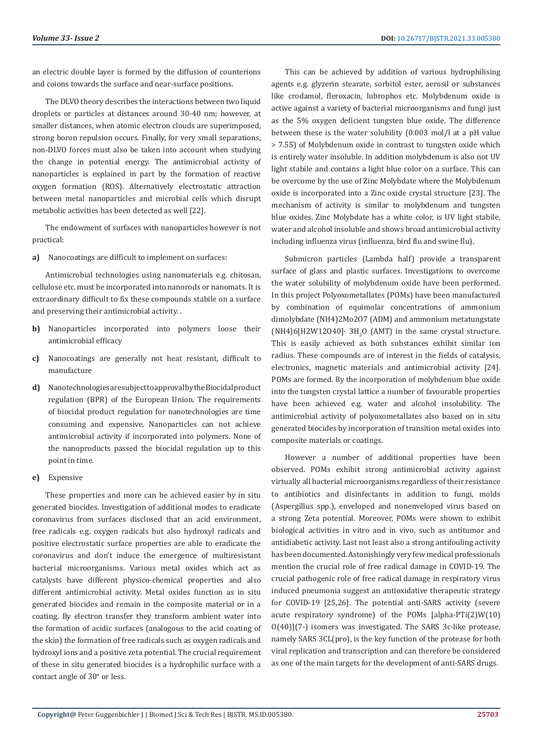an electric double layer is formed by the diffusion of counterions and coions towards the surface and near-surface positions.

The DLVO theory describes the interactions between two liquid droplets or particles at distances around 30-40 nm; however, at smaller distances, when atomic electron clouds are superimposed, strong boron repulsion occurs. Finally, for very small separations, non-DLVO forces must also be taken into account when studying the change in potential energy. The antimicrobial activity of nanoparticles is explained in part by the formation of reactive oxygen formation (ROS). Alternatively electrostatic attraction between metal nanoparticles and microbial cells which disrupt metabolic activities has been detected as well [22].

The endowment of surfaces with nanoparticles however is not practical:

**a)** Nanocoatings are difficult to implement on surfaces:

Antimicrobial technologies using nanomaterials e.g. chitosan, cellulose etc. must be incorporated into nanorods or nanomats. It is extraordinary difficult to fix these compounds stabile on a surface and preserving their antimicrobial activity. .

**b)** Nanoparticles incorporated into polymers loose their antimicrobial efficacy

**c)** Nanocoatings are generally not heat resistant, difficult to manufacture

**d)** Nanotechnologies are subject to approval by the Biocidal product regulation (BPR) of the European Union. The requirements of biocidal product regulation for nanotechnologies are time consuming and expensive. Nanoparticles can not achieve antimicrobial activity if incorporated into polymers. None of the nanoproducts passed the biocidal regulation up to this point in time.

**e)** Expensive

These properties and more can be achieved easier by in situ generated biocides. Investigation of additional modes to eradicate coronavirus from surfaces disclosed that an acid environment, free radicals e.g. oxygen radicals but also hydroxyl radicals and positive electrostatic surface properties are able to eradicate the coronavirus and don't induce the emergence of multiresistant bacterial microorganisms. Various metal oxides which act as catalysts have different physico-chemical properties and also different antimicrobial activity. Metal oxides function as in situ generated biocides and remain in the composite material or in a coating. By electron transfer they transform ambient water into the formation of acidic surfaces (analogous to the acid coating of the skin) the formation of free radicals such as oxygen radicals and hydroxyl ions and a positive zeta potential. The crucial requirement of these in situ generated biocides is a hydrophilic surface with a contact angle of 30° or less.

This can be achieved by addition of various hydrophilising agents e.g. glyzerin stearate, sorbitol ester, aerosil or substances like crodamol, fleroxacin, lubrophos etc. Molybdenum oxide is active against a variety of bacterial microorganisms and fungi just as the 5% oxygen deficient tungsten blue oxide. The difference between these is the water solubility (0.003 mol/l at a pH value > 7.55) of Molybdenum oxide in contrast to tungsten oxide which is entirely water insoluble. In addition molybdenum is also not UV light stabile and contains a light blue color on a surface. This can be overcome by the use of Zinc Molybdate where the Molybdenum oxide is incorporated into a Zinc oxide crystal structure [23]. The mechanism of activity is similar to molybdenum and tungsten blue oxides. Zinc Molybdate has a white color, is UV light stabile, water and alcohol insoluble and shows broad antimicrobial activity including influenza virus (influenza, bird flu and swine flu).

Submicron particles (Lambda half) provide a transparent surface of glass and plastic surfaces. Investigations to overcome the water solubility of molybdenum oxide have been performed. In this project Polyoxometallates (POMs) have been manufactured by combination of equimolar concentrations of ammonium dimolybdate $(NH_4)_2Mo_2O_7$ (ADM) and ammonium metatungstate $(NH_4)_6[H_2W_{12}O_{40}]\cdot 3H_2O$ (AMT) in the same crystal structure. This is easily achieved as both substances exhibit similar ion radius. These compounds are of interest in the fields of catalysis, electronics, magnetic materials and antimicrobial activity [24]. POMs are formed. By the incorporation of molybdenum blue oxide into the tungsten crystal lattice a number of favourable properties have been achieved e.g. water and alcohol insolubility. The antimicrobial activity of polyoxometallates also based on in situ generated biocides by incorporation of transition metal oxides into composite materials or coatings.

However a number of additional properties have been observed. POMs exhibit strong antimicrobial activity against virtually all bacterial microorganisms regardless of their resistance to antibiotics and disinfectants in addition to fungi, molds (Aspergillus spp.), enveloped and nonenveloped virus based on a strong Zeta potential. Moreover, POMs were shown to exhibit biological activities in vitro and in vivo, such as antitumor and antidiabetic activity. Last not least also a strong antifouling activity has been documented. Astonishingly very few medical professionals mention the crucial role of free radical damage in COVID-19. The crucial pathogenic role of free radical damage in respiratory virus induced pneumonia suggest an antioxidative therapeutic strategy for COVID-19 [25,26]. The potential anti-SARS activity (severe acute respiratory syndrome) of the POMs [alpha-PTi(2)W(10) O(40)](7-) isomers was investigated. The SARS 3c-like protease, namely SARS 3CL(pro), is the key function of the protease for both viral replication and transcription and can therefore be considered as one of the main targets for the development of anti-SARS drugs.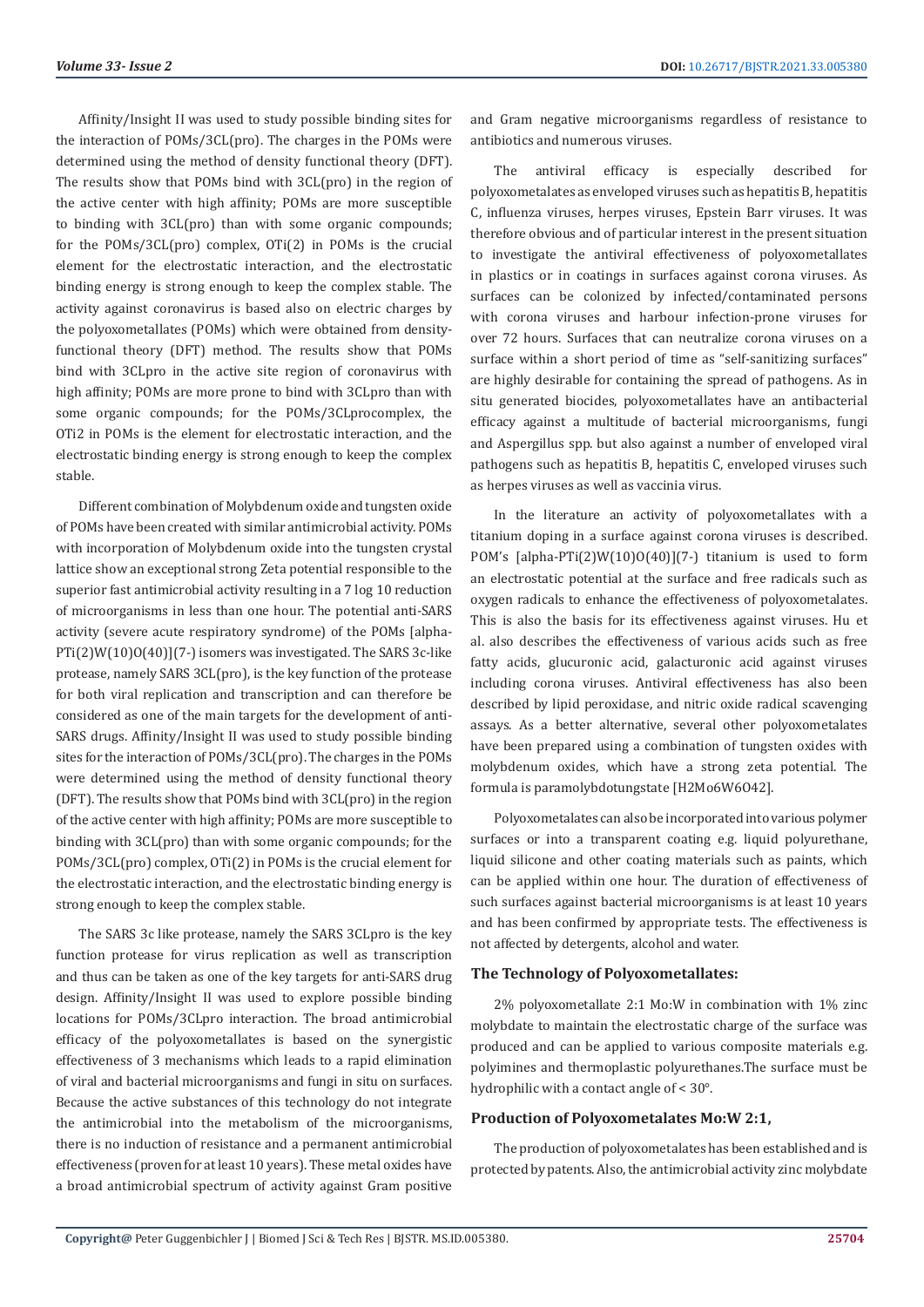Affinity/Insight II was used to study possible binding sites for the interaction of POMs/3CL(pro). The charges in the POMs were determined using the method of density functional theory (DFT). The results show that POMs bind with 3CL(pro) in the region of the active center with high affinity; POMs are more susceptible to binding with 3CL(pro) than with some organic compounds; for the POMs/3CL(pro) complex, OTi(2) in POMs is the crucial element for the electrostatic interaction, and the electrostatic binding energy is strong enough to keep the complex stable. The activity against coronavirus is based also on electric charges by the polyoxometallates (POMs) which were obtained from density-functional theory (DFT) method. The results show that POMs bind with 3CLpro in the active site region of coronavirus with high affinity; POMs are more prone to bind with 3CLpro than with some organic compounds; for the POMs/3CLprocomplex, the OTi2 in POMs is the element for electrostatic interaction, and the electrostatic binding energy is strong enough to keep the complex stable.

Different combination of Molybdenum oxide and tungsten oxide of POMs have been created with similar antimicrobial activity. POMs with incorporation of Molybdenum oxide into the tungsten crystal lattice show an exceptional strong Zeta potential responsible to the superior fast antimicrobial activity resulting in a 7 log 10 reduction of microorganisms in less than one hour. The potential anti-SARS activity (severe acute respiratory syndrome) of the POMs [alpha-PTi(2)W(10)O(40)](7-) isomers was investigated. The SARS 3c-like protease, namely SARS 3CL(pro), is the key function of the protease for both viral replication and transcription and can therefore be considered as one of the main targets for the development of anti-SARS drugs. Affinity/Insight II was used to study possible binding sites for the interaction of POMs/3CL(pro). The charges in the POMs were determined using the method of density functional theory (DFT). The results show that POMs bind with 3CL(pro) in the region of the active center with high affinity; POMs are more susceptible to binding with 3CL(pro) than with some organic compounds; for the POMs/3CL(pro) complex, OTi(2) in POMs is the crucial element for the electrostatic interaction, and the electrostatic binding energy is strong enough to keep the complex stable.

The SARS 3c like protease, namely the SARS 3CLpro is the key function protease for virus replication as well as transcription and thus can be taken as one of the key targets for anti-SARS drug design. Affinity/Insight II was used to explore possible binding locations for POMs/3CLpro interaction. The broad antimicrobial efficacy of the polyoxometallates is based on the synergistic effectiveness of 3 mechanisms which leads to a rapid elimination of viral and bacterial microorganisms and fungi in situ on surfaces. Because the active substances of this technology do not integrate the antimicrobial into the metabolism of the microorganisms, there is no induction of resistance and a permanent antimicrobial effectiveness (proven for at least 10 years). These metal oxides have a broad antimicrobial spectrum of activity against Gram positive and Gram negative microorganisms regardless of resistance to antibiotics and numerous viruses.

The antiviral efficacy is especially described for polyoxometalates as enveloped viruses such as hepatitis B, hepatitis C, influenza viruses, herpes viruses, Epstein Barr viruses. It was therefore obvious and of particular interest in the present situation to investigate the antiviral effectiveness of polyoxometallates in plastics or in coatings in surfaces against corona viruses. As surfaces can be colonized by infected/contaminated persons with corona viruses and harbour infection-prone viruses for over 72 hours. Surfaces that can neutralize corona viruses on a surface within a short period of time as "self-sanitizing surfaces" are highly desirable for containing the spread of pathogens. As in situ generated biocides, polyoxometallates have an antibacterial efficacy against a multitude of bacterial microorganisms, fungi and Aspergillus spp. but also against a number of enveloped viral pathogens such as hepatitis B, hepatitis C, enveloped viruses such as herpes viruses as well as vaccinia virus.

In the literature an activity of polyoxometallates with a titanium doping in a surface against corona viruses is described. POM's [alpha-PTi(2)W(10)O(40)](7-) titanium is used to form an electrostatic potential at the surface and free radicals such as oxygen radicals to enhance the effectiveness of polyoxometalates. This is also the basis for its effectiveness against viruses. Hu et al. also describes the effectiveness of various acids such as free fatty acids, glucuronic acid, galacturonic acid against viruses including corona viruses. Antiviral effectiveness has also been described by lipid peroxidase, and nitric oxide radical scavenging assays. As a better alternative, several other polyoxometalates have been prepared using a combination of tungsten oxides with molybdenum oxides, which have a strong zeta potential. The formula is paramolybdotungstate [$H_2Mo_6W_6O_{42}$].

Polyoxometalates can also be incorporated into various polymer surfaces or into a transparent coating e.g. liquid polyurethane, liquid silicone and other coating materials such as paints, which can be applied within one hour. The duration of effectiveness of such surfaces against bacterial microorganisms is at least 10 years and has been confirmed by appropriate tests. The effectiveness is not affected by detergents, alcohol and water.

## The Technology of Polyoxometallates:

2% polyoxometallate 2:1 Mo:W in combination with 1% zinc molybdate to maintain the electrostatic charge of the surface was produced and can be applied to various composite materials e.g. polyimines and thermoplastic polyurethanes.The surface must be hydrophilic with a contact angle of < 30°.

## Production of Polyoxometalates Mo:W 2:1,

The production of polyoxometalates has been established and is protected by patents. Also, the antimicrobial activity zinc molybdate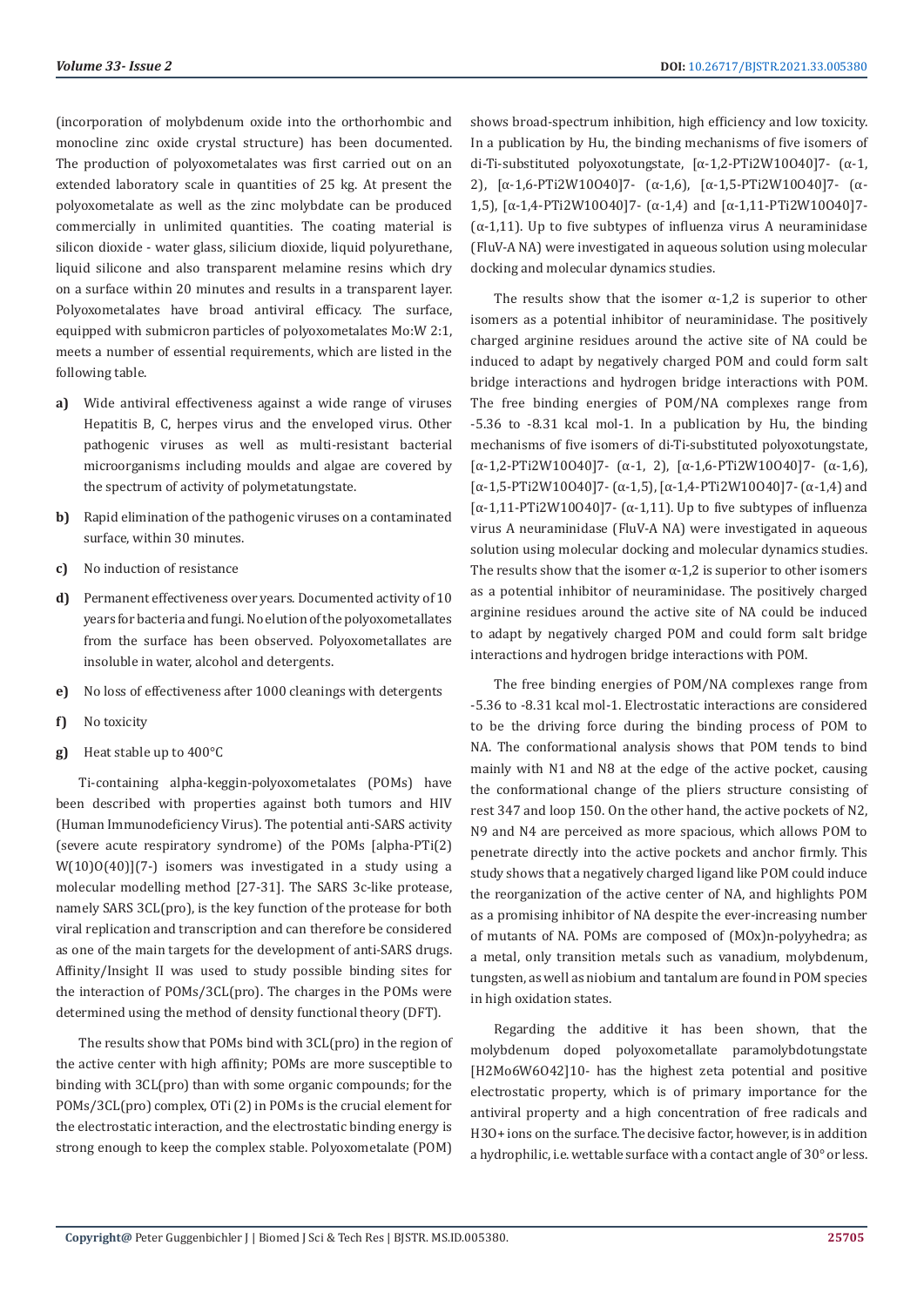(incorporation of molybdenum oxide into the orthorhombic and monocline zinc oxide crystal structure) has been documented. The production of polyoxometalates was first carried out on an extended laboratory scale in quantities of 25 kg. At present the polyoxometalate as well as the zinc molybdate can be produced commercially in unlimited quantities. The coating material is silicon dioxide - water glass, silicium dioxide, liquid polyurethane, liquid silicone and also transparent melamine resins which dry on a surface within 20 minutes and results in a transparent layer. Polyoxometalates have broad antiviral efficacy. The surface, equipped with submicron particles of polyoxometalates Mo:W 2:1, meets a number of essential requirements, which are listed in the following table.

a) Wide antiviral effectiveness against a wide range of viruses Hepatitis B, C, herpes virus and the enveloped virus. Other pathogenic viruses as well as multi-resistant bacterial microorganisms including moulds and algae are covered by the spectrum of activity of polymetatungstate.

b) Rapid elimination of the pathogenic viruses on a contaminated surface, within 30 minutes.

c) No induction of resistance

d) Permanent effectiveness over years. Documented activity of 10 years for bacteria and fungi. No elution of the polyoxometallates from the surface has been observed. Polyoxometallates are insoluble in water, alcohol and detergents.

e) No loss of effectiveness after 1000 cleanings with detergents

f) No toxicity

g) Heat stable up to 400°C

Ti-containing alpha-keggin-polyoxometalates (POMs) have been described with properties against both tumors and HIV (Human Immunodeficiency Virus). The potential anti-SARS activity (severe acute respiratory syndrome) of the POMs [alpha-PTi(2) W(10)O(40)](7-) isomers was investigated in a study using a molecular modelling method [27-31]. The SARS 3c-like protease, namely SARS 3CL(pro), is the key function of the protease for both viral replication and transcription and can therefore be considered as one of the main targets for the development of anti-SARS drugs. Affinity/Insight II was used to study possible binding sites for the interaction of POMs/3CL(pro). The charges in the POMs were determined using the method of density functional theory (DFT).

The results show that POMs bind with 3CL(pro) in the region of the active center with high affinity; POMs are more susceptible to binding with 3CL(pro) than with some organic compounds; for the POMs/3CL(pro) complex, OTi (2) in POMs is the crucial element for the electrostatic interaction, and the electrostatic binding energy is strong enough to keep the complex stable. Polyoxometalate (POM) shows broad-spectrum inhibition, high efficiency and low toxicity. In a publication by Hu, the binding mechanisms of five isomers of di-Ti-substituted polyoxotungstate, $[\alpha\text{-}1,2\text{-}PTi_2W_{10}O_{40}]^{7-}$ (α-1, 2), $[\alpha\text{-}1,6\text{-}PTi_2W_{10}O_{40}]^{7-}$ (α-1,6), $[\alpha\text{-}1,5\text{-}PTi_2W_{10}O_{40}]^{7-}$ (α-1,5), $[\alpha\text{-}1,4\text{-}PTi_2W_{10}O_{40}]^{7-}$ (α-1,4) and $[\alpha\text{-}1,11\text{-}PTi_2W_{10}O_{40}]^{7-}$ (α-1,11). Up to five subtypes of influenza virus A neuraminidase (FluV-A NA) were investigated in aqueous solution using molecular docking and molecular dynamics studies.

The results show that the isomer α-1,2 is superior to other isomers as a potential inhibitor of neuraminidase. The positively charged arginine residues around the active site of NA could be induced to adapt by negatively charged POM and could form salt bridge interactions and hydrogen bridge interactions with POM. The free binding energies of POM/NA complexes range from -5.36 to -8.31 kcal mol-1. In a publication by Hu, the binding mechanisms of five isomers of di-Ti-substituted polyoxotungstate, $[\alpha\text{-}1,2\text{-}PTi_2W_{10}O_{40}]^{7-}$ (α-1, 2), $[\alpha\text{-}1,6\text{-}PTi_2W_{10}O_{40}]^{7-}$ (α-1,6), $[\alpha\text{-}1,5\text{-}PTi_2W_{10}O_{40}]^{7-}$ (α-1,5), $[\alpha\text{-}1,4\text{-}PTi_2W_{10}O_{40}]^{7-}$ (α-1,4) and $[\alpha\text{-}1,11\text{-}PTi_2W_{10}O_{40}]^{7-}$ (α-1,11). Up to five subtypes of influenza virus A neuraminidase (FluV-A NA) were investigated in aqueous solution using molecular docking and molecular dynamics studies. The results show that the isomer α-1,2 is superior to other isomers as a potential inhibitor of neuraminidase. The positively charged arginine residues around the active site of NA could be induced to adapt by negatively charged POM and could form salt bridge interactions and hydrogen bridge interactions with POM.

The free binding energies of POM/NA complexes range from -5.36 to -8.31 kcal mol-1. Electrostatic interactions are considered to be the driving force during the binding process of POM to NA. The conformational analysis shows that POM tends to bind mainly with N1 and N8 at the edge of the active pocket, causing the conformational change of the pliers structure consisting of rest 347 and loop 150. On the other hand, the active pockets of N2, N9 and N4 are perceived as more spacious, which allows POM to penetrate directly into the active pockets and anchor firmly. This study shows that a negatively charged ligand like POM could induce the reorganization of the active center of NA, and highlights POM as a promising inhibitor of NA despite the ever-increasing number of mutants of NA. POMs are composed of $(MO_x)_n$-polyyhedra; as a metal, only transition metals such as vanadium, molybdenum, tungsten, as well as niobium and tantalum are found in POM species in high oxidation states.

Regarding the additive it has been shown, that the molybdenum doped polyoxometallate paramolybdotungstate $[H_2Mo_6W_6O_{42}]^{10-}$ has the highest zeta potential and positive electrostatic property, which is of primary importance for the antiviral property and a high concentration of free radicals and $H_3O^+$ ions on the surface. The decisive factor, however, is in addition a hydrophilic, i.e. wettable surface with a contact angle of 30° or less.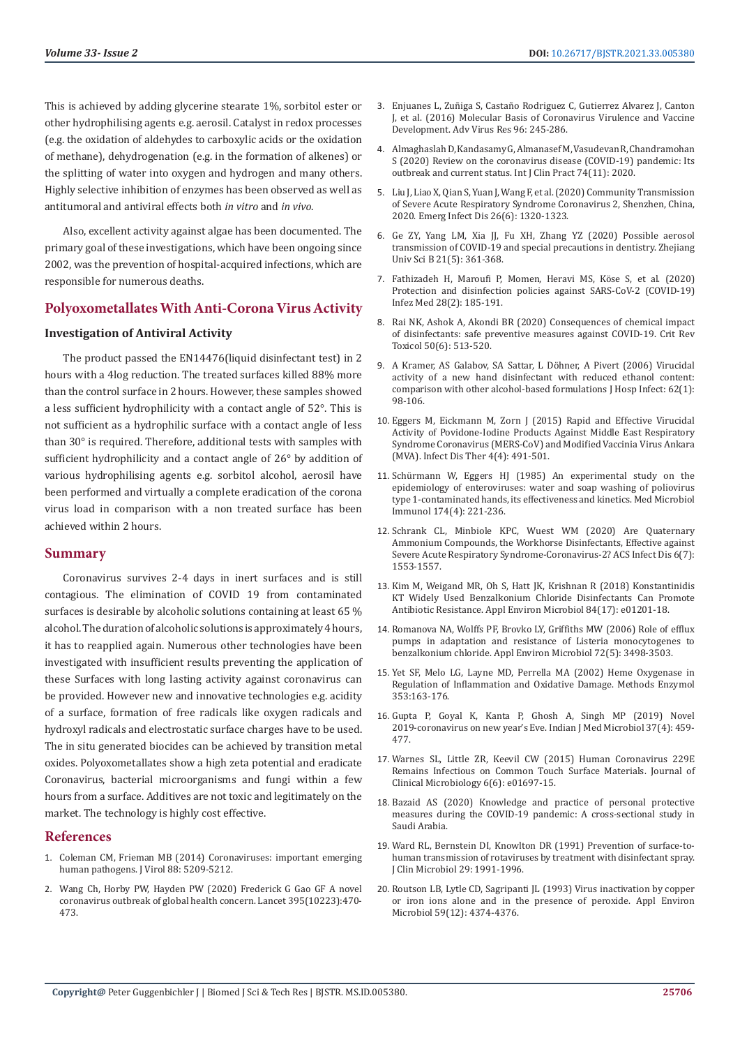This is achieved by adding glycerine stearate 1%, sorbitol ester or other hydrophilising agents e.g. aerosil. Catalyst in redox processes (e.g. the oxidation of aldehydes to carboxylic acids or the oxidation of methane), dehydrogenation (e.g. in the formation of alkenes) or the splitting of water into oxygen and hydrogen and many others. Highly selective inhibition of enzymes has been observed as well as antitumoral and antiviral effects both *in vitro* and *in vivo*.

Also, excellent activity against algae has been documented. The primary goal of these investigations, which have been ongoing since 2002, was the prevention of hospital-acquired infections, which are responsible for numerous deaths.

## Polyoxometallates With Anti-Corona Virus Activity

### Investigation of Antiviral Activity

The product passed the EN14476(liquid disinfectant test) in 2 hours with a 4log reduction. The treated surfaces killed 88% more than the control surface in 2 hours. However, these samples showed a less sufficient hydrophilicity with a contact angle of 52°. This is not sufficient as a hydrophilic surface with a contact angle of less than 30° is required. Therefore, additional tests with samples with sufficient hydrophilicity and a contact angle of 26° by addition of various hydrophilising agents e.g. sorbitol alcohol, aerosil have been performed and virtually a complete eradication of the corona virus load in comparison with a non treated surface has been achieved within 2 hours.

## Summary

Coronavirus survives 2-4 days in inert surfaces and is still contagious. The elimination of COVID 19 from contaminated surfaces is desirable by alcoholic solutions containing at least 65 % alcohol. The duration of alcoholic solutions is approximately 4 hours, it has to reapplied again. Numerous other technologies have been investigated with insufficient results preventing the application of these Surfaces with long lasting activity against coronavirus can be provided. However new and innovative technologies e.g. acidity of a surface, formation of free radicals like oxygen radicals and hydroxyl radicals and electrostatic surface charges have to be used. The in situ generated biocides can be achieved by transition metal oxides. Polyoxometallates show a high zeta potential and eradicate Coronavirus, bacterial microorganisms and fungi within a few hours from a surface. Additives are not toxic and legitimately on the market. The technology is highly cost effective.

## References

1. Coleman CM, Frieman MB (2014) Coronaviruses: important emerging human pathogens. J Virol 88: 5209-5212.
2. Wang Ch, Horby PW, Hayden PW (2020) Frederick G Gao GF A novel coronavirus outbreak of global health concern. Lancet 395(10223):470-473.
3. Enjuanes L, Zuñiga S, Castaño Rodriguez C, Gutierrez Alvarez J, Canton J, et al. (2016) Molecular Basis of Coronavirus Virulence and Vaccine Development. Adv Virus Res 96: 245-286.
4. Almaghaslah D, Kandasamy G, Almanasef M, Vasudevan R, Chandramohan S (2020) Review on the coronavirus disease (COVID-19) pandemic: Its outbreak and current status. Int J Clin Pract 74(11): 2020.
5. Liu J, Liao X, Qian S, Yuan J, Wang F, et al. (2020) Community Transmission of Severe Acute Respiratory Syndrome Coronavirus 2, Shenzhen, China, 2020. Emerg Infect Dis 26(6): 1320-1323.
6. Ge ZY, Yang LM, Xia JJ, Fu XH, Zhang YZ (2020) Possible aerosol transmission of COVID-19 and special precautions in dentistry. Zhejiang Univ Sci B 21(5): 361-368.
7. Fathizadeh H, Maroufi P, Momen, Heravi MS, Köse S, et al. (2020) Protection and disinfection policies against SARS-CoV-2 (COVID-19) Infez Med 28(2): 185-191.
8. Rai NK, Ashok A, Akondi BR (2020) Consequences of chemical impact of disinfectants: safe preventive measures against COVID-19. Crit Rev Toxicol 50(6): 513-520.
9. A Kramer, AS Galabov, SA Sattar, L Döhner, A Pivert (2006) Virucidal activity of a new hand disinfectant with reduced ethanol content: comparison with other alcohol-based formulations J Hosp Infect: 62(1): 98-106.
10. Eggers M, Eickmann M, Zorn J (2015) Rapid and Effective Virucidal Activity of Povidone-Iodine Products Against Middle East Respiratory Syndrome Coronavirus (MERS-CoV) and Modified Vaccinia Virus Ankara (MVA). Infect Dis Ther 4(4): 491-501.
11. Schürmann W, Eggers HJ (1985) An experimental study on the epidemiology of enteroviruses: water and soap washing of poliovirus type 1-contaminated hands, its effectiveness and kinetics. Med Microbiol Immunol 174(4): 221-236.
12. Schrank CL, Minbiole KPC, Wuest WM (2020) Are Quaternary Ammonium Compounds, the Workhorse Disinfectants, Effective against Severe Acute Respiratory Syndrome-Coronavirus-2? ACS Infect Dis 6(7): 1553-1557.
13. Kim M, Weigand MR, Oh S, Hatt JK, Krishnan R (2018) Konstantinidis KT Widely Used Benzalkonium Chloride Disinfectants Can Promote Antibiotic Resistance. Appl Environ Microbiol 84(17): e01201-18.
14. Romanova NA, Wolffs PF, Brovko LY, Griffiths MW (2006) Role of efflux pumps in adaptation and resistance of Listeria monocytogenes to benzalkonium chloride. Appl Environ Microbiol 72(5): 3498-3503.
15. Yet SF, Melo LG, Layne MD, Perrella MA (2002) Heme Oxygenase in Regulation of Inflammation and Oxidative Damage. Methods Enzymol 353:163-176.
16. Gupta P, Goyal K, Kanta P, Ghosh A, Singh MP (2019) Novel 2019-coronavirus on new year's Eve. Indian J Med Microbiol 37(4): 459-477.
17. Warnes SL, Little ZR, Keevil CW (2015) Human Coronavirus 229E Remains Infectious on Common Touch Surface Materials. Journal of Clinical Microbiology 6(6): e01697-15.
18. Bazaid AS (2020) Knowledge and practice of personal protective measures during the COVID-19 pandemic: A cross-sectional study in Saudi Arabia.
19. Ward RL, Bernstein DI, Knowlton DR (1991) Prevention of surface-to-human transmission of rotaviruses by treatment with disinfectant spray. J Clin Microbiol 29: 1991-1996.
20. Routson LB, Lytle CD, Sagripanti JL (1993) Virus inactivation by copper or iron ions alone and in the presence of peroxide. Appl Environ Microbiol 59(12): 4374-4376.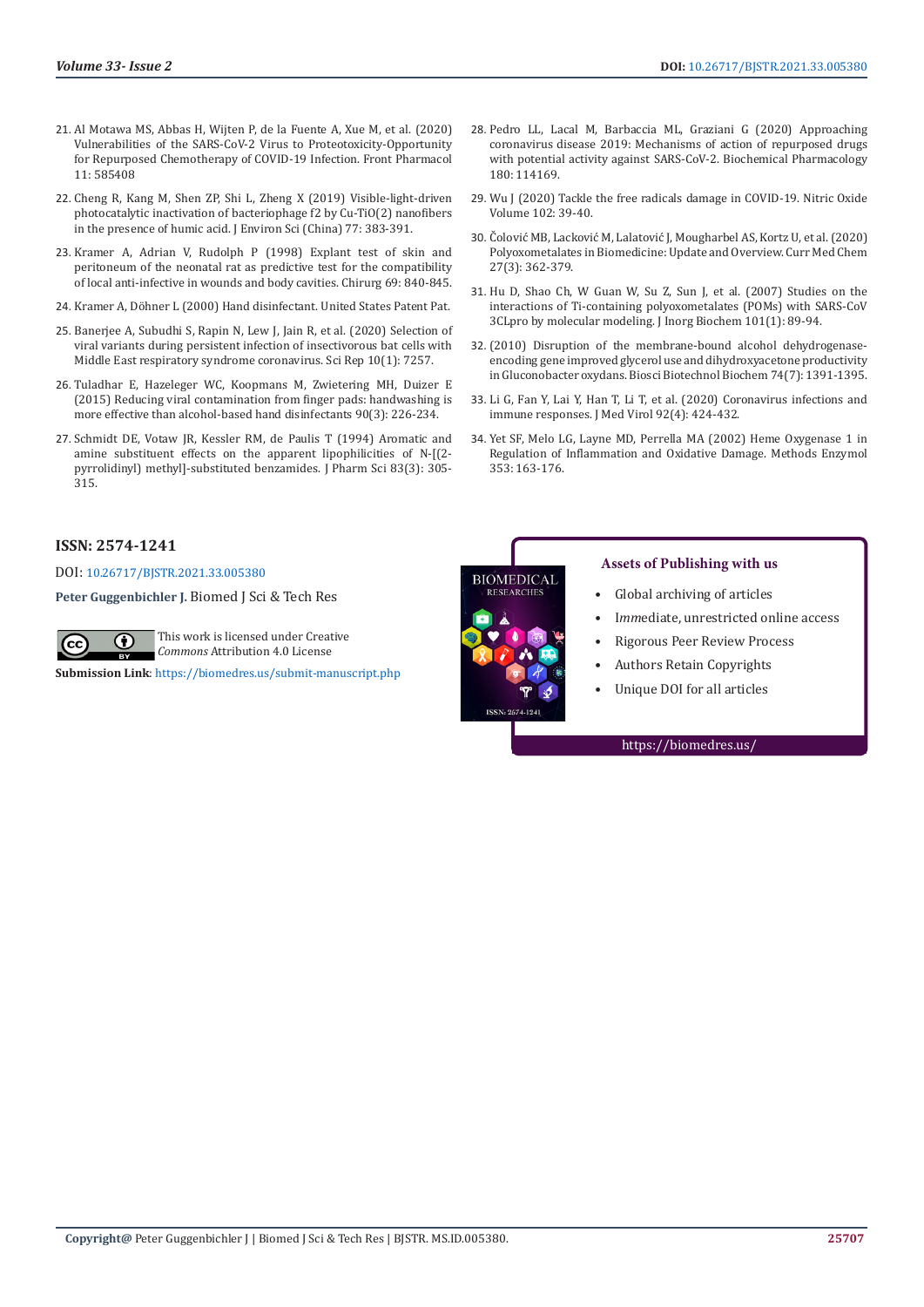21. Al Motawa MS, Abbas H, Wijten P, de la Fuente A, Xue M, et al. (2020) Vulnerabilities of the SARS-CoV-2 Virus to Proteotoxicity-Opportunity for Repurposed Chemotherapy of COVID-19 Infection. Front Pharmacol 11: 585408

22. Cheng R, Kang M, Shen ZP, Shi L, Zheng X (2019) Visible-light-driven photocatalytic inactivation of bacteriophage f2 by Cu-TiO(2) nanofibers in the presence of humic acid. J Environ Sci (China) 77: 383-391.

23. Kramer A, Adrian V, Rudolph P (1998) Explant test of skin and peritoneum of the neonatal rat as predictive test for the compatibility of local anti-infective in wounds and body cavities. Chirurg 69: 840-845.

24. Kramer A, Döhner L (2000) Hand disinfectant. United States Patent Pat.

25. Banerjee A, Subudhi S, Rapin N, Lew J, Jain R, et al. (2020) Selection of viral variants during persistent infection of insectivorous bat cells with Middle East respiratory syndrome coronavirus. Sci Rep 10(1): 7257.

26. Tuladhar E, Hazeleger WC, Koopmans M, Zwietering MH, Duizer E (2015) Reducing viral contamination from finger pads: handwashing is more effective than alcohol-based hand disinfectants 90(3): 226-234.

27. Schmidt DE, Votaw JR, Kessler RM, de Paulis T (1994) Aromatic and amine substituent effects on the apparent lipophilicities of N-[(2-pyrrolidinyl) methyl]-substituted benzamides. J Pharm Sci 83(3): 305-315.

28. Pedro LL, Lacal M, Barbaccia ML, Graziani G (2020) Approaching coronavirus disease 2019: Mechanisms of action of repurposed drugs with potential activity against SARS-CoV-2. Biochemical Pharmacology 180: 114169.

29. Wu J (2020) Tackle the free radicals damage in COVID-19. Nitric Oxide Volume 102: 39-40.

30. Čolović MB, Lacković M, Lalatović J, Mougharbel AS, Kortz U, et al. (2020) Polyoxometalates in Biomedicine: Update and Overview. Curr Med Chem 27(3): 362-379.

31. Hu D, Shao Ch, W Guan W, Su Z, Sun J, et al. (2007) Studies on the interactions of Ti-containing polyoxometalates (POMs) with SARS-CoV 3CLpro by molecular modeling. J Inorg Biochem 101(1): 89-94.

32. (2010) Disruption of the membrane-bound alcohol dehydrogenase-encoding gene improved glycerol use and dihydroxyacetone productivity in Gluconobacter oxydans. Biosci Biotechnol Biochem 74(7): 1391-1395.

33. Li G, Fan Y, Lai Y, Han T, Li T, et al. (2020) Coronavirus infections and immune responses. J Med Virol 92(4): 424-432.

34. Yet SF, Melo LG, Layne MD, Perrella MA (2002) Heme Oxygenase 1 in Regulation of Inflammation and Oxidative Damage. Methods Enzymol 353: 163-176.

**ISSN: 2574-1241**

DOI: 10.26717/BJSTR.2021.33.005380

**Peter Guggenbichler J.** Biomed J Sci & Tech Res

This work is licensed under Creative *Commons* Attribution 4.0 License

**Submission Link**: https://biomedres.us/submit-manuscript.php

**Assets of Publishing with us**

- Global archiving of articles
- Immediate, unrestricted online access
- Rigorous Peer Review Process
- Authors Retain Copyrights
- Unique DOI for all articles

https://biomedres.us/